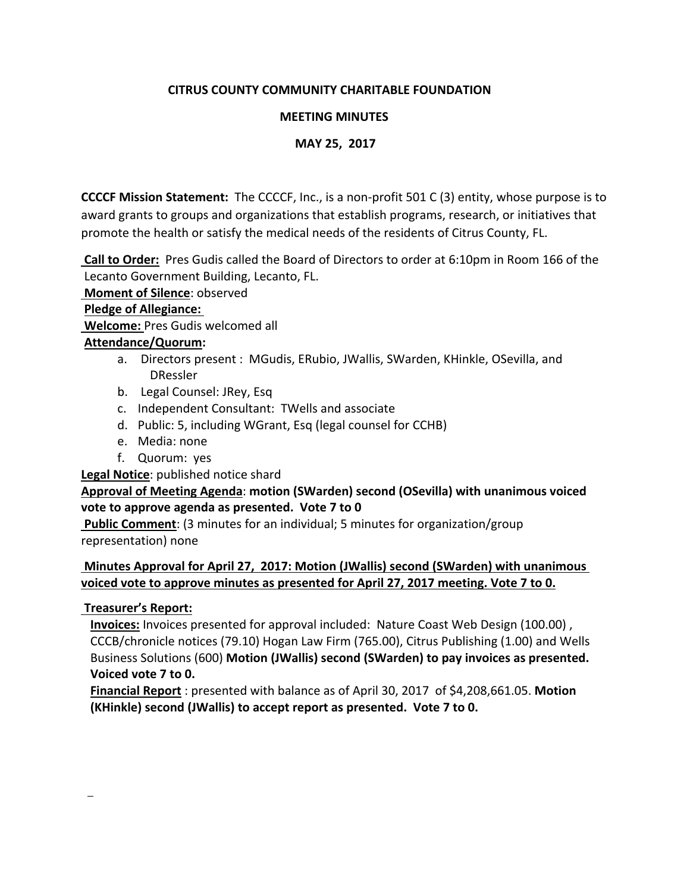**CITRUS COUNTY COMMUNITY CHARITABLE FOUNDATION**

**MEETING MINUTES**

**MAY 25, 2017**

**CCCCF Mission Statement:** The CCCCF, Inc., is a non-profit 501 C (3) entity, whose purpose is to award grants to groups and organizations that establish programs, research, or initiatives that promote the health or satisfy the medical needs of the residents of Citrus County, FL.

**Call to Order:** Pres Gudis called the Board of Directors to order at 6:10pm in Room 166 of the Lecanto Government Building, Lecanto, FL.

**Moment of Silence**: observed

**Pledge of Allegiance:**

**Welcome:** Pres Gudis welcomed all

**Attendance/Quorum:**

a. Directors present : MGudis, ERubio, JWallis, SWarden, KHinkle, OSevilla, and DRessler
b. Legal Counsel: JRey, Esq
c. Independent Consultant: TWells and associate
d. Public: 5, including WGrant, Esq (legal counsel for CCHB)
e. Media: none
f. Quorum: yes

**Legal Notice**: published notice shard

**Approval of Meeting Agenda**: **motion (SWarden) second (OSevilla) with unanimous voiced vote to approve agenda as presented. Vote 7 to 0**

**Public Comment**: (3 minutes for an individual; 5 minutes for organization/group representation) none

**Minutes Approval for April 27, 2017: Motion (JWallis) second (SWarden) with unanimous voiced vote to approve minutes as presented for April 27, 2017 meeting. Vote 7 to 0.**

**Treasurer's Report:**

**Invoices:** Invoices presented for approval included: Nature Coast Web Design (100.00) , CCCB/chronicle notices (79.10) Hogan Law Firm (765.00), Citrus Publishing (1.00) and Wells Business Solutions (600) **Motion (JWallis) second (SWarden) to pay invoices as presented. Voiced vote 7 to 0.**

**Financial Report** : presented with balance as of April 30, 2017 of $4,208,661.05. **Motion (KHinkle) second (JWallis) to accept report as presented. Vote 7 to 0.**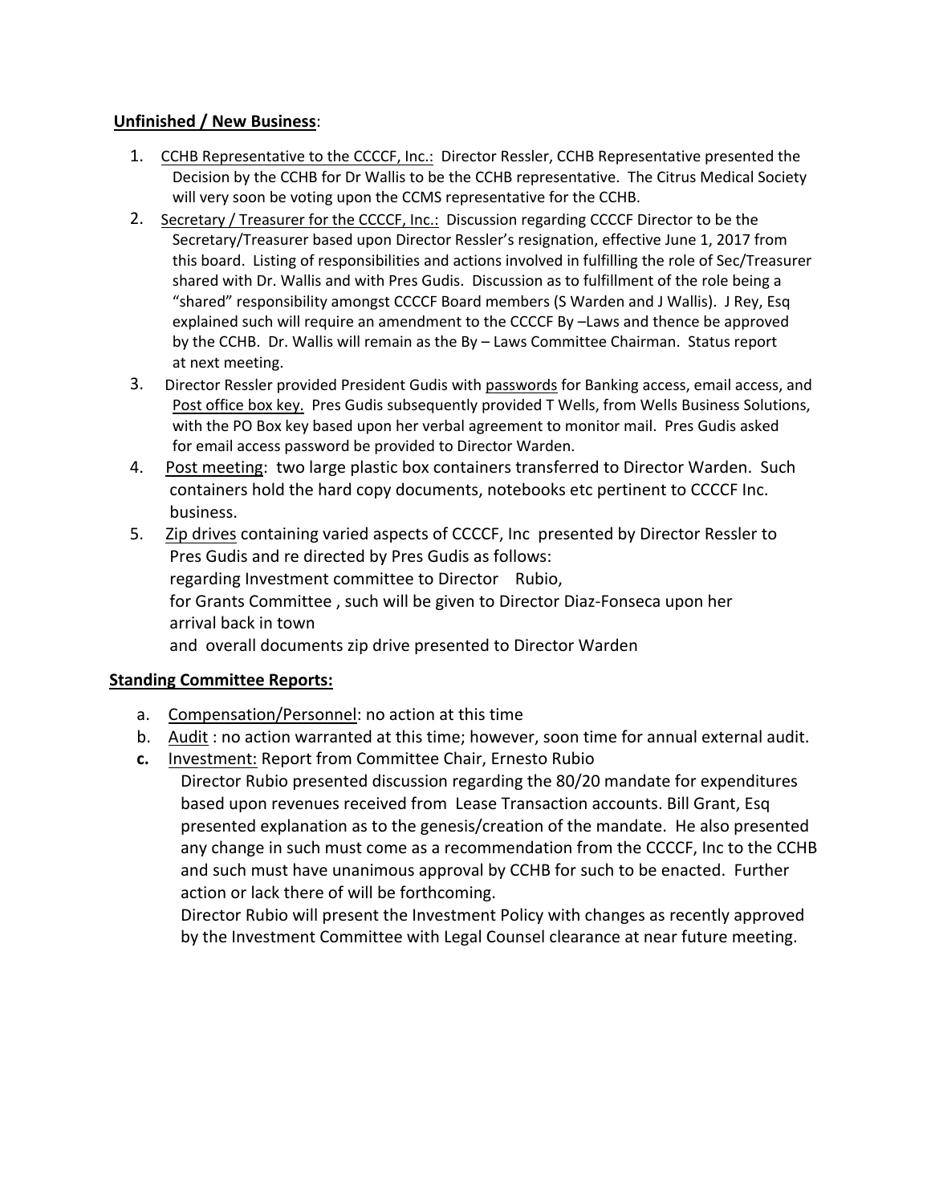**Unfinished / New Business**:

1. CCHB Representative to the CCCCF, Inc.: Director Ressler, CCHB Representative presented the Decision by the CCHB for Dr Wallis to be the CCHB representative. The Citrus Medical Society will very soon be voting upon the CCMS representative for the CCHB.
2. Secretary / Treasurer for the CCCCF, Inc.: Discussion regarding CCCCF Director to be the Secretary/Treasurer based upon Director Ressler's resignation, effective June 1, 2017 from this board. Listing of responsibilities and actions involved in fulfilling the role of Sec/Treasurer shared with Dr. Wallis and with Pres Gudis. Discussion as to fulfillment of the role being a "shared" responsibility amongst CCCCF Board members (S Warden and J Wallis). J Rey, Esq explained such will require an amendment to the CCCCF By –Laws and thence be approved by the CCHB. Dr. Wallis will remain as the By – Laws Committee Chairman. Status report at next meeting.
3. Director Ressler provided President Gudis with passwords for Banking access, email access, and Post office box key. Pres Gudis subsequently provided T Wells, from Wells Business Solutions, with the PO Box key based upon her verbal agreement to monitor mail. Pres Gudis asked for email access password be provided to Director Warden.
4. Post meeting: two large plastic box containers transferred to Director Warden. Such containers hold the hard copy documents, notebooks etc pertinent to CCCCF Inc. business.
5. Zip drives containing varied aspects of CCCCF, Inc presented by Director Ressler to Pres Gudis and re directed by Pres Gudis as follows:
   regarding Investment committee to Director Rubio,
   for Grants Committee , such will be given to Director Diaz-Fonseca upon her arrival back in town
   and overall documents zip drive presented to Director Warden

**Standing Committee Reports:**

a. Compensation/Personnel: no action at this time
b. Audit : no action warranted at this time; however, soon time for annual external audit.
c. Investment: Report from Committee Chair, Ernesto Rubio
   Director Rubio presented discussion regarding the 80/20 mandate for expenditures based upon revenues received from Lease Transaction accounts. Bill Grant, Esq presented explanation as to the genesis/creation of the mandate. He also presented any change in such must come as a recommendation from the CCCCF, Inc to the CCHB and such must have unanimous approval by CCHB for such to be enacted. Further action or lack there of will be forthcoming.
   Director Rubio will present the Investment Policy with changes as recently approved by the Investment Committee with Legal Counsel clearance at near future meeting.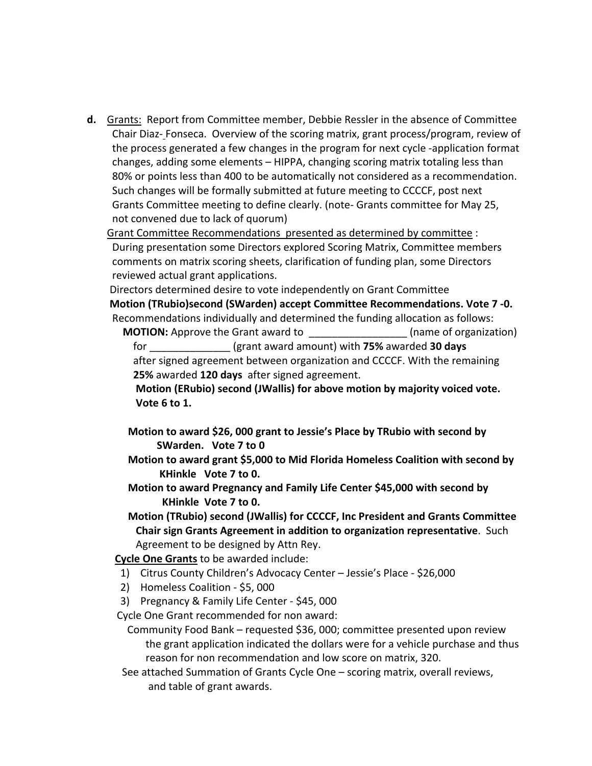**d.** <u>Grants:</u> Report from Committee member, Debbie Ressler in the absence of Committee Chair Diaz- Fonseca. Overview of the scoring matrix, grant process/program, review of the process generated a few changes in the program for next cycle -application format changes, adding some elements – HIPPA, changing scoring matrix totaling less than 80% or points less than 400 to be automatically not considered as a recommendation. Such changes will be formally submitted at future meeting to CCCCF, post next Grants Committee meeting to define clearly. (note- Grants committee for May 25, not convened due to lack of quorum)

<u>Grant Committee Recommendations presented as determined by committee</u> : During presentation some Directors explored Scoring Matrix, Committee members comments on matrix scoring sheets, clarification of funding plan, some Directors reviewed actual grant applications.

Directors determined desire to vote independently on Grant Committee

**Motion (TRubio)second (SWarden) accept Committee Recommendations. Vote 7 -0.**

Recommendations individually and determined the funding allocation as follows:

**MOTION:** Approve the Grant award to _________________ (name of organization) for ______________ (grant award amount) with **75%** awarded **30 days** after signed agreement between organization and CCCCF. With the remaining **25%** awarded **120 days** after signed agreement.

**Motion (ERubio) second (JWallis) for above motion by majority voiced vote. Vote 6 to 1.**

**Motion to award $26, 000 grant to Jessie's Place by TRubio with second by SWarden. Vote 7 to 0**

**Motion to award grant $5,000 to Mid Florida Homeless Coalition with second by KHinkle Vote 7 to 0.**

**Motion to award Pregnancy and Family Life Center $45,000 with second by KHinkle Vote 7 to 0.**

**Motion (TRubio) second (JWallis) for CCCCF, Inc President and Grants Committee Chair sign Grants Agreement in addition to organization representative**. Such Agreement to be designed by Attn Rey.

**<u>Cycle One Grants</u>** to be awarded include:

1) Citrus County Children's Advocacy Center – Jessie's Place - $26,000
2) Homeless Coalition - $5, 000
3) Pregnancy & Family Life Center - $45, 000

Cycle One Grant recommended for non award:

Community Food Bank – requested $36, 000; committee presented upon review the grant application indicated the dollars were for a vehicle purchase and thus reason for non recommendation and low score on matrix, 320.

See attached Summation of Grants Cycle One – scoring matrix, overall reviews, and table of grant awards.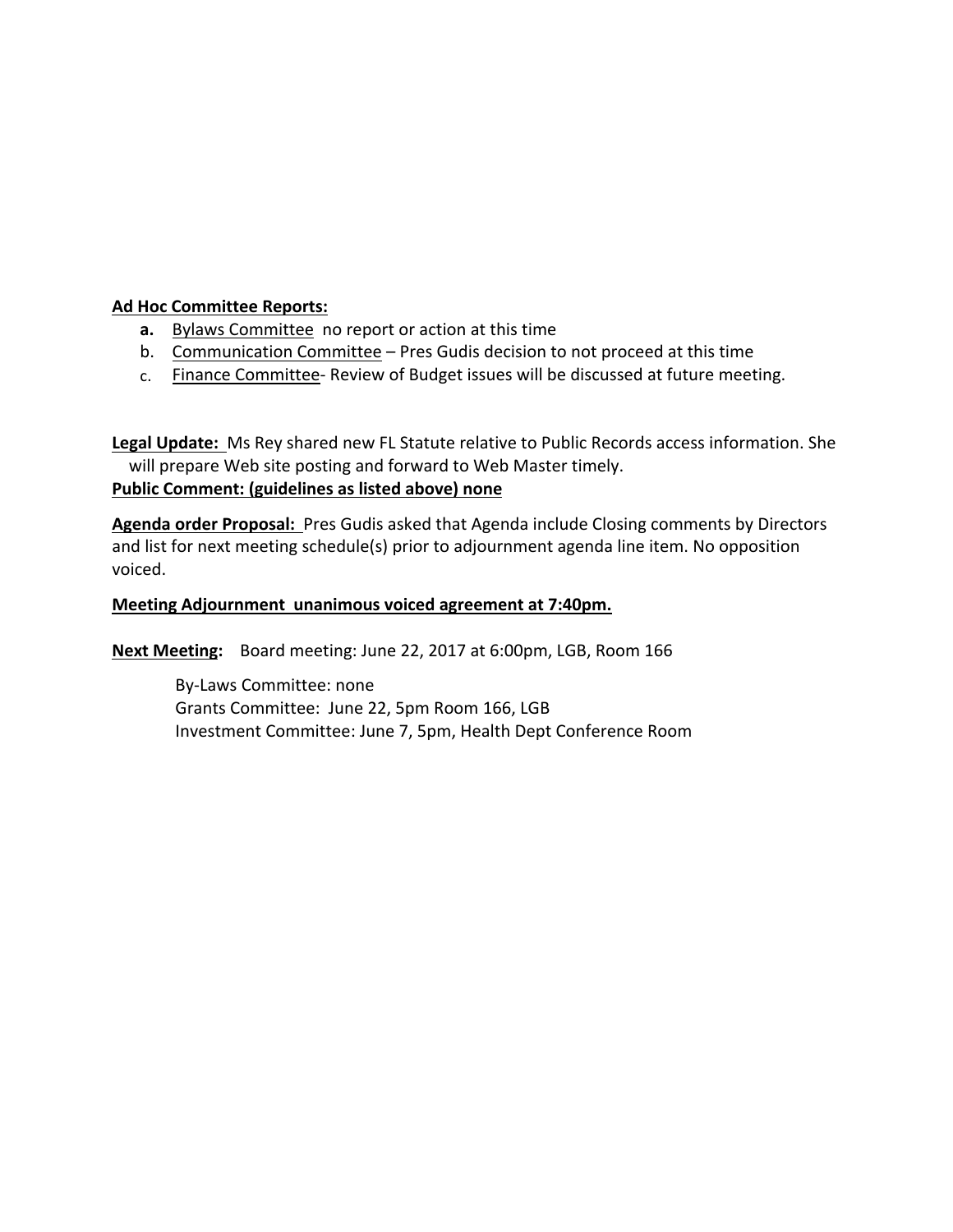**Ad Hoc Committee Reports:**

- **a.** Bylaws Committee  no report or action at this time
- b. Communication Committee – Pres Gudis decision to not proceed at this time
- c. Finance Committee- Review of Budget issues will be discussed at future meeting.

**Legal Update:** Ms Rey shared new FL Statute relative to Public Records access information. She will prepare Web site posting and forward to Web Master timely.

**Public Comment: (guidelines as listed above) none**

**Agenda order Proposal:** Pres Gudis asked that Agenda include Closing comments by Directors and list for next meeting schedule(s) prior to adjournment agenda line item. No opposition voiced.

**Meeting Adjournment  unanimous voiced agreement at 7:40pm.**

**Next Meeting:** Board meeting: June 22, 2017 at 6:00pm, LGB, Room 166

By-Laws Committee: none
Grants Committee:  June 22, 5pm Room 166, LGB
Investment Committee: June 7, 5pm, Health Dept Conference Room